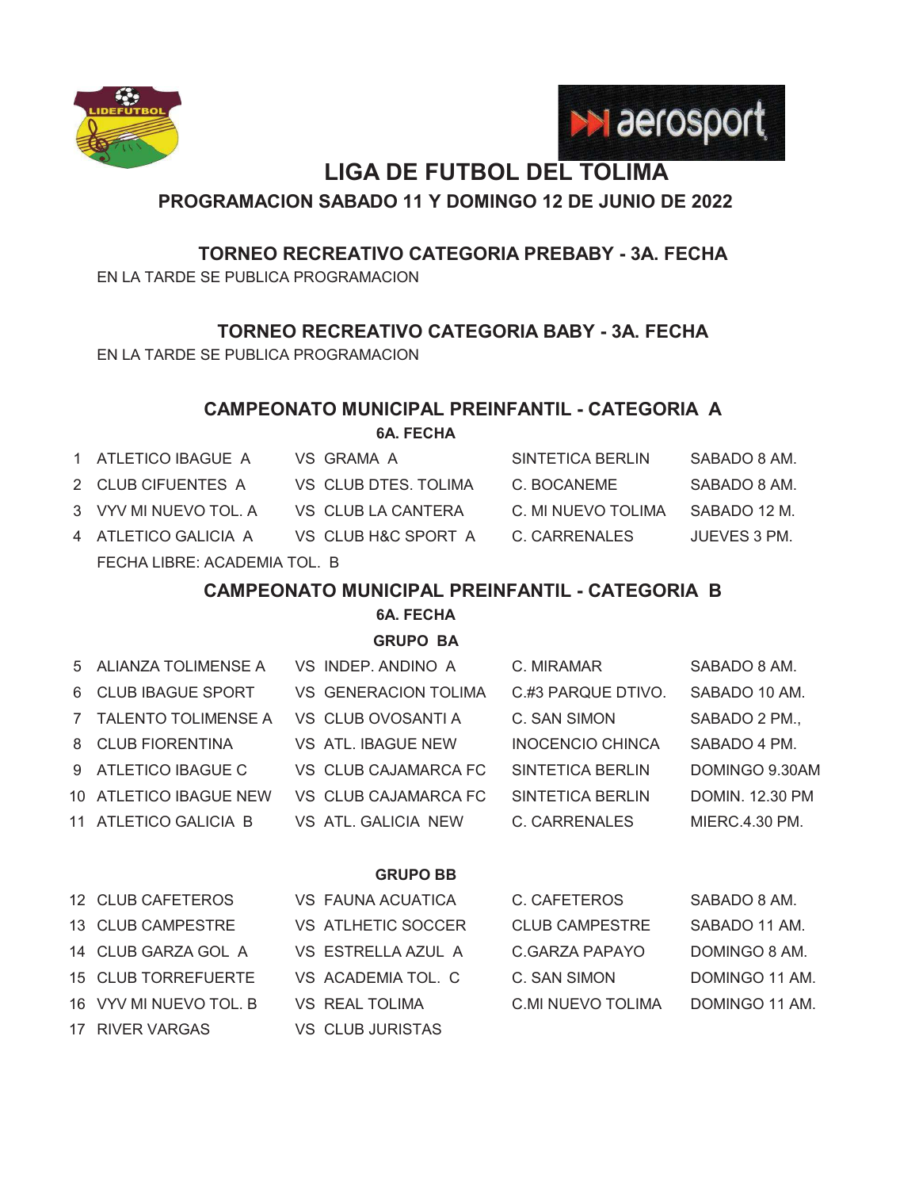# LIGA DE FUTBOL DEL TOLIMA

## PROGRAMACION SABADO 11 Y DOMINGO 12 DE JUNIO DE 2022

### TORNEO RECREATIVO CATEGORIA PREBABY - 3A. FECHA

EN LA TARDE SE PUBLICA PROGRAMACION

### TORNEO RECREATIVO CATEGORIA BABY - 3A. FECHA

EN LA TARDE SE PUBLICA PROGRAMACION

### CAMPEONATO MUNICIPAL PREINFANTIL - CATEGORIA A

**6A. FECHA**

| # | Equipo | | Equipo | Escenario | Horario |
|---|---|---|---|---|---|
| 1 | ATLETICO IBAGUE A | VS | GRAMA A | SINTETICA BERLIN | SABADO 8 AM. |
| 2 | CLUB CIFUENTES A | VS | CLUB DTES. TOLIMA | C. BOCANEME | SABADO 8 AM. |
| 3 | VYV MI NUEVO TOL. A | VS | CLUB LA CANTERA | C. MI NUEVO TOLIMA | SABADO 12 M. |
| 4 | ATLETICO GALICIA A | VS | CLUB H&C SPORT A | C. CARRENALES | JUEVES 3 PM. |

FECHA LIBRE: ACADEMIA TOL. B

### CAMPEONATO MUNICIPAL PREINFANTIL - CATEGORIA B

**6A. FECHA**

**GRUPO BA**

| # | Equipo | | Equipo | Escenario | Horario |
|---|---|---|---|---|---|
| 5 | ALIANZA TOLIMENSE A | VS | INDEP. ANDINO A | C. MIRAMAR | SABADO 8 AM. |
| 6 | CLUB IBAGUE SPORT | VS | GENERACION TOLIMA | C.#3 PARQUE DTIVO. | SABADO 10 AM. |
| 7 | TALENTO TOLIMENSE A | VS | CLUB OVOSANTI A | C. SAN SIMON | SABADO 2 PM., |
| 8 | CLUB FIORENTINA | VS | ATL. IBAGUE NEW | INOCENCIO CHINCA | SABADO 4 PM. |
| 9 | ATLETICO IBAGUE C | VS | CLUB CAJAMARCA FC | SINTETICA BERLIN | DOMINGO 9.30AM |
| 10 | ATLETICO IBAGUE NEW | VS | CLUB CAJAMARCA FC | SINTETICA BERLIN | DOMIN. 12.30 PM |
| 11 | ATLETICO GALICIA B | VS | ATL. GALICIA NEW | C. CARRENALES | MIERC.4.30 PM. |

**GRUPO BB**

| # | Equipo | | Equipo | Escenario | Horario |
|---|---|---|---|---|---|
| 12 | CLUB CAFETEROS | VS | FAUNA ACUATICA | C. CAFETEROS | SABADO 8 AM. |
| 13 | CLUB CAMPESTRE | VS | ATLHETIC SOCCER | CLUB CAMPESTRE | SABADO 11 AM. |
| 14 | CLUB GARZA GOL A | VS | ESTRELLA AZUL A | C.GARZA PAPAYO | DOMINGO 8 AM. |
| 15 | CLUB TORREFUERTE | VS | ACADEMIA TOL. C | C. SAN SIMON | DOMINGO 11 AM. |
| 16 | VYV MI NUEVO TOL. B | VS | REAL TOLIMA | C.MI NUEVO TOLIMA | DOMINGO 11 AM. |
| 17 | RIVER VARGAS | VS | CLUB JURISTAS | | |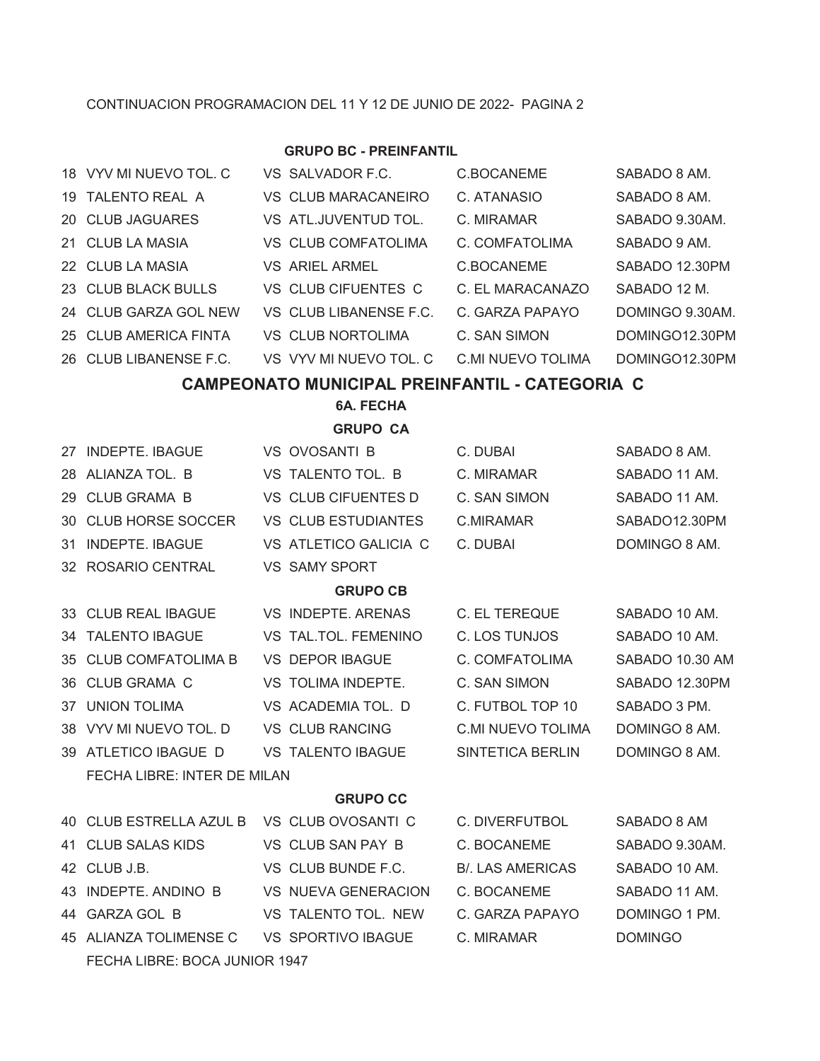CONTINUACION PROGRAMACION DEL 11 Y 12 DE JUNIO DE 2022- PAGINA 2

**GRUPO BC - PREINFANTIL**

| | | | | |
|---|---|---|---|---|
| 18 | VYV MI NUEVO TOL. C | VS SALVADOR F.C. | C.BOCANEME | SABADO 8 AM. |
| 19 | TALENTO REAL A | VS CLUB MARACANEIRO | C. ATANASIO | SABADO 8 AM. |
| 20 | CLUB JAGUARES | VS ATL.JUVENTUD TOL. | C. MIRAMAR | SABADO 9.30AM. |
| 21 | CLUB LA MASIA | VS CLUB COMFATOLIMA | C. COMFATOLIMA | SABADO 9 AM. |
| 22 | CLUB LA MASIA | VS ARIEL ARMEL | C.BOCANEME | SABADO 12.30PM |
| 23 | CLUB BLACK BULLS | VS CLUB CIFUENTES C | C. EL MARACANAZO | SABADO 12 M. |
| 24 | CLUB GARZA GOL NEW | VS CLUB LIBANENSE F.C. | C. GARZA PAPAYO | DOMINGO 9.30AM. |
| 25 | CLUB AMERICA FINTA | VS CLUB NORTOLIMA | C. SAN SIMON | DOMINGO12.30PM |
| 26 | CLUB LIBANENSE F.C. | VS VYV MI NUEVO TOL. C | C.MI NUEVO TOLIMA | DOMINGO12.30PM |

## CAMPEONATO MUNICIPAL PREINFANTIL - CATEGORIA C

**6A. FECHA**

**GRUPO CA**

| | | | | |
|---|---|---|---|---|
| 27 | INDEPTE. IBAGUE | VS OVOSANTI B | C. DUBAI | SABADO 8 AM. |
| 28 | ALIANZA TOL. B | VS TALENTO TOL. B | C. MIRAMAR | SABADO 11 AM. |
| 29 | CLUB GRAMA B | VS CLUB CIFUENTES D | C. SAN SIMON | SABADO 11 AM. |
| 30 | CLUB HORSE SOCCER | VS CLUB ESTUDIANTES | C.MIRAMAR | SABADO12.30PM |
| 31 | INDEPTE. IBAGUE | VS ATLETICO GALICIA C | C. DUBAI | DOMINGO 8 AM. |
| 32 | ROSARIO CENTRAL | VS SAMY SPORT | | |

**GRUPO CB**

| | | | | |
|---|---|---|---|---|
| 33 | CLUB REAL IBAGUE | VS INDEPTE. ARENAS | C. EL TEREQUE | SABADO 10 AM. |
| 34 | TALENTO IBAGUE | VS TAL.TOL. FEMENINO | C. LOS TUNJOS | SABADO 10 AM. |
| 35 | CLUB COMFATOLIMA B | VS DEPOR IBAGUE | C. COMFATOLIMA | SABADO 10.30 AM |
| 36 | CLUB GRAMA C | VS TOLIMA INDEPTE. | C. SAN SIMON | SABADO 12.30PM |
| 37 | UNION TOLIMA | VS ACADEMIA TOL. D | C. FUTBOL TOP 10 | SABADO 3 PM. |
| 38 | VYV MI NUEVO TOL. D | VS CLUB RANCING | C.MI NUEVO TOLIMA | DOMINGO 8 AM. |
| 39 | ATLETICO IBAGUE D | VS TALENTO IBAGUE | SINTETICA BERLIN | DOMINGO 8 AM. |

FECHA LIBRE: INTER DE MILAN

**GRUPO CC**

| | | | | |
|---|---|---|---|---|
| 40 | CLUB ESTRELLA AZUL B | VS CLUB OVOSANTI C | C. DIVERFUTBOL | SABADO 8 AM |
| 41 | CLUB SALAS KIDS | VS CLUB SAN PAY B | C. BOCANEME | SABADO 9.30AM. |
| 42 | CLUB J.B. | VS CLUB BUNDE F.C. | B/. LAS AMERICAS | SABADO 10 AM. |
| 43 | INDEPTE. ANDINO B | VS NUEVA GENERACION | C. BOCANEME | SABADO 11 AM. |
| 44 | GARZA GOL B | VS TALENTO TOL. NEW | C. GARZA PAPAYO | DOMINGO 1 PM. |
| 45 | ALIANZA TOLIMENSE C | VS SPORTIVO IBAGUE | C. MIRAMAR | DOMINGO |

FECHA LIBRE: BOCA JUNIOR 1947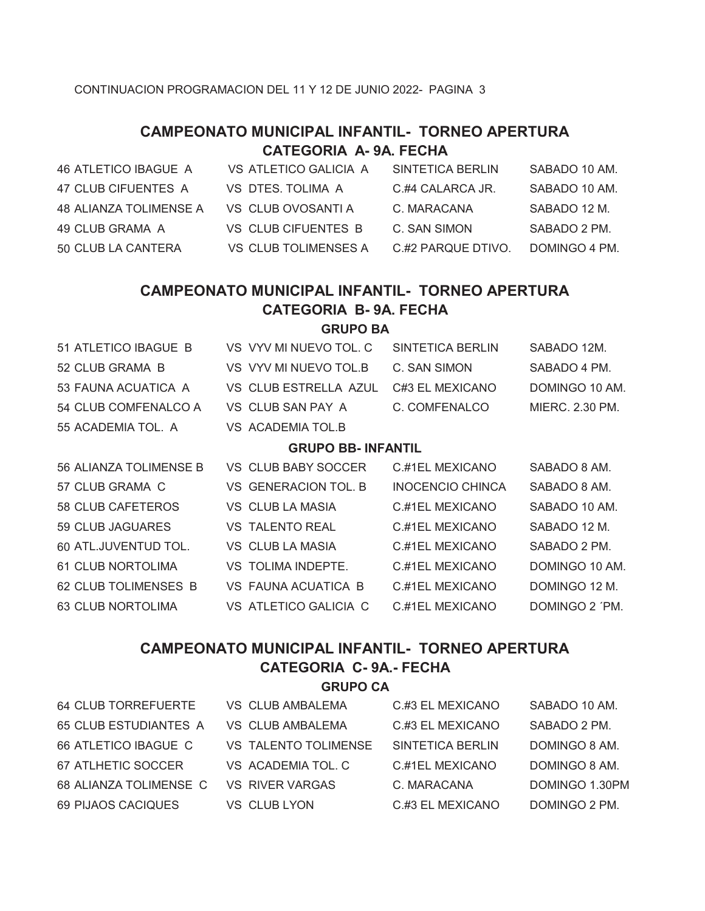CONTINUACION PROGRAMACION DEL 11 Y 12 DE JUNIO 2022- PAGINA 3

## CAMPEONATO MUNICIPAL INFANTIL- TORNEO APERTURA
### CATEGORIA A- 9A. FECHA

| | | | |
|---|---|---|---|
| 46 ATLETICO IBAGUE A | VS ATLETICO GALICIA A | SINTETICA BERLIN | SABADO 10 AM. |
| 47 CLUB CIFUENTES A | VS DTES. TOLIMA A | C.#4 CALARCA JR. | SABADO 10 AM. |
| 48 ALIANZA TOLIMENSE A | VS CLUB OVOSANTI A | C. MARACANA | SABADO 12 M. |
| 49 CLUB GRAMA A | VS CLUB CIFUENTES B | C. SAN SIMON | SABADO 2 PM. |
| 50 CLUB LA CANTERA | VS CLUB TOLIMENSES A | C.#2 PARQUE DTIVO. | DOMINGO 4 PM. |

## CAMPEONATO MUNICIPAL INFANTIL- TORNEO APERTURA
### CATEGORIA B- 9A. FECHA

**GRUPO BA**

| | | | |
|---|---|---|---|
| 51 ATLETICO IBAGUE B | VS VYV MI NUEVO TOL. C | SINTETICA BERLIN | SABADO 12M. |
| 52 CLUB GRAMA B | VS VYV MI NUEVO TOL.B | C. SAN SIMON | SABADO 4 PM. |
| 53 FAUNA ACUATICA A | VS CLUB ESTRELLA AZUL | C#3 EL MEXICANO | DOMINGO 10 AM. |
| 54 CLUB COMFENALCO A | VS CLUB SAN PAY A | C. COMFENALCO | MIERC. 2.30 PM. |
| 55 ACADEMIA TOL. A | VS ACADEMIA TOL.B | | |

**GRUPO BB- INFANTIL**

| | | | |
|---|---|---|---|
| 56 ALIANZA TOLIMENSE B | VS CLUB BABY SOCCER | C.#1EL MEXICANO | SABADO 8 AM. |
| 57 CLUB GRAMA C | VS GENERACION TOL. B | INOCENCIO CHINCA | SABADO 8 AM. |
| 58 CLUB CAFETEROS | VS CLUB LA MASIA | C.#1EL MEXICANO | SABADO 10 AM. |
| 59 CLUB JAGUARES | VS TALENTO REAL | C.#1EL MEXICANO | SABADO 12 M. |
| 60 ATL.JUVENTUD TOL. | VS CLUB LA MASIA | C.#1EL MEXICANO | SABADO 2 PM. |
| 61 CLUB NORTOLIMA | VS TOLIMA INDEPTE. | C.#1EL MEXICANO | DOMINGO 10 AM. |
| 62 CLUB TOLIMENSES B | VS FAUNA ACUATICA B | C.#1EL MEXICANO | DOMINGO 12 M. |
| 63 CLUB NORTOLIMA | VS ATLETICO GALICIA C | C.#1EL MEXICANO | DOMINGO 2 ´PM. |

## CAMPEONATO MUNICIPAL INFANTIL- TORNEO APERTURA
### CATEGORIA C- 9A.- FECHA

**GRUPO CA**

| | | | |
|---|---|---|---|
| 64 CLUB TORREFUERTE | VS CLUB AMBALEMA | C.#3 EL MEXICANO | SABADO 10 AM. |
| 65 CLUB ESTUDIANTES A | VS CLUB AMBALEMA | C.#3 EL MEXICANO | SABADO 2 PM. |
| 66 ATLETICO IBAGUE C | VS TALENTO TOLIMENSE | SINTETICA BERLIN | DOMINGO 8 AM. |
| 67 ATLHETIC SOCCER | VS ACADEMIA TOL. C | C.#1EL MEXICANO | DOMINGO 8 AM. |
| 68 ALIANZA TOLIMENSE C | VS RIVER VARGAS | C. MARACANA | DOMINGO 1.30PM |
| 69 PIJAOS CACIQUES | VS CLUB LYON | C.#3 EL MEXICANO | DOMINGO 2 PM. |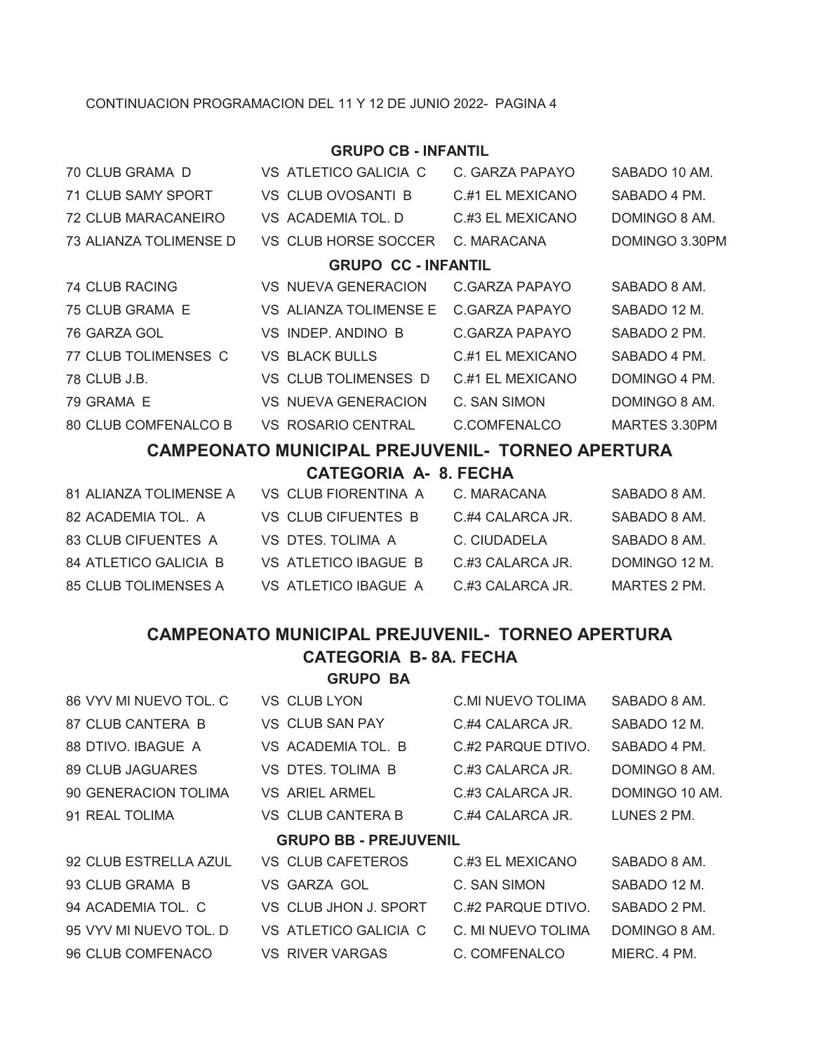CONTINUACION PROGRAMACION DEL 11 Y 12 DE JUNIO 2022- PAGINA 4

### GRUPO CB - INFANTIL

| | | | |
|---|---|---|---|
| 70 CLUB GRAMA D | VS ATLETICO GALICIA C | C. GARZA PAPAYO | SABADO 10 AM. |
| 71 CLUB SAMY SPORT | VS CLUB OVOSANTI B | C.#1 EL MEXICANO | SABADO 4 PM. |
| 72 CLUB MARACANEIRO | VS ACADEMIA TOL. D | C.#3 EL MEXICANO | DOMINGO 8 AM. |
| 73 ALIANZA TOLIMENSE D | VS CLUB HORSE SOCCER | C. MARACANA | DOMINGO 3.30PM |

### GRUPO CC - INFANTIL

| | | | |
|---|---|---|---|
| 74 CLUB RACING | VS NUEVA GENERACION | C.GARZA PAPAYO | SABADO 8 AM. |
| 75 CLUB GRAMA E | VS ALIANZA TOLIMENSE E | C.GARZA PAPAYO | SABADO 12 M. |
| 76 GARZA GOL | VS INDEP. ANDINO B | C.GARZA PAPAYO | SABADO 2 PM. |
| 77 CLUB TOLIMENSES C | VS BLACK BULLS | C.#1 EL MEXICANO | SABADO 4 PM. |
| 78 CLUB J.B. | VS CLUB TOLIMENSES D | C.#1 EL MEXICANO | DOMINGO 4 PM. |
| 79 GRAMA E | VS NUEVA GENERACION | C. SAN SIMON | DOMINGO 8 AM. |
| 80 CLUB COMFENALCO B | VS ROSARIO CENTRAL | C.COMFENALCO | MARTES 3.30PM |

## CAMPEONATO MUNICIPAL PREJUVENIL- TORNEO APERTURA

### CATEGORIA A- 8. FECHA

| | | | |
|---|---|---|---|
| 81 ALIANZA TOLIMENSE A | VS CLUB FIORENTINA A | C. MARACANA | SABADO 8 AM. |
| 82 ACADEMIA TOL. A | VS CLUB CIFUENTES B | C.#4 CALARCA JR. | SABADO 8 AM. |
| 83 CLUB CIFUENTES A | VS DTES. TOLIMA A | C. CIUDADELA | SABADO 8 AM. |
| 84 ATLETICO GALICIA B | VS ATLETICO IBAGUE B | C.#3 CALARCA JR. | DOMINGO 12 M. |
| 85 CLUB TOLIMENSES A | VS ATLETICO IBAGUE A | C.#3 CALARCA JR. | MARTES 2 PM. |

## CAMPEONATO MUNICIPAL PREJUVENIL- TORNEO APERTURA

### CATEGORIA B- 8A. FECHA

### GRUPO BA

| | | | |
|---|---|---|---|
| 86 VYV MI NUEVO TOL. C | VS CLUB LYON | C.MI NUEVO TOLIMA | SABADO 8 AM. |
| 87 CLUB CANTERA B | VS CLUB SAN PAY | C.#4 CALARCA JR. | SABADO 12 M. |
| 88 DTIVO. IBAGUE A | VS ACADEMIA TOL. B | C.#2 PARQUE DTIVO. | SABADO 4 PM. |
| 89 CLUB JAGUARES | VS DTES. TOLIMA B | C.#3 CALARCA JR. | DOMINGO 8 AM. |
| 90 GENERACION TOLIMA | VS ARIEL ARMEL | C.#3 CALARCA JR. | DOMINGO 10 AM. |
| 91 REAL TOLIMA | VS CLUB CANTERA B | C.#4 CALARCA JR. | LUNES 2 PM. |

### GRUPO BB - PREJUVENIL

| | | | |
|---|---|---|---|
| 92 CLUB ESTRELLA AZUL | VS CLUB CAFETEROS | C.#3 EL MEXICANO | SABADO 8 AM. |
| 93 CLUB GRAMA B | VS GARZA GOL | C. SAN SIMON | SABADO 12 M. |
| 94 ACADEMIA TOL. C | VS CLUB JHON J. SPORT | C.#2 PARQUE DTIVO. | SABADO 2 PM. |
| 95 VYV MI NUEVO TOL. D | VS ATLETICO GALICIA C | C. MI NUEVO TOLIMA | DOMINGO 8 AM. |
| 96 CLUB COMFENACO | VS RIVER VARGAS | C. COMFENALCO | MIERC. 4 PM. |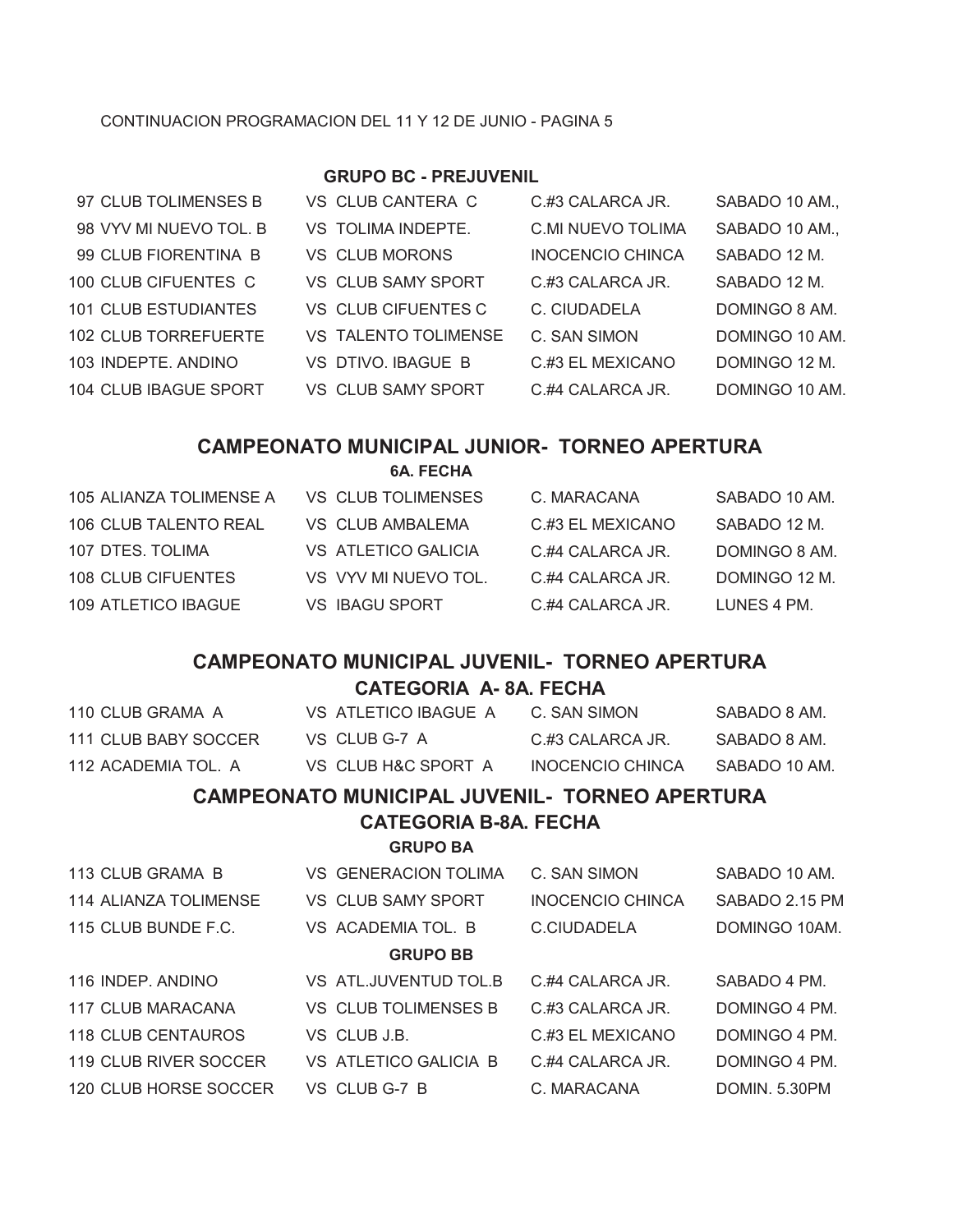CONTINUACION PROGRAMACION DEL 11 Y 12 DE JUNIO - PAGINA 5

**GRUPO BC - PREJUVENIL**

| | | | | |
|---|---|---|---|---|
| 97 CLUB TOLIMENSES B | VS CLUB CANTERA C | C.#3 CALARCA JR. | SABADO 10 AM., |
| 98 VYV MI NUEVO TOL. B | VS TOLIMA INDEPTE. | C.MI NUEVO TOLIMA | SABADO 10 AM., |
| 99 CLUB FIORENTINA B | VS CLUB MORONS | INOCENCIO CHINCA | SABADO 12 M. |
| 100 CLUB CIFUENTES C | VS CLUB SAMY SPORT | C.#3 CALARCA JR. | SABADO 12 M. |
| 101 CLUB ESTUDIANTES | VS CLUB CIFUENTES C | C. CIUDADELA | DOMINGO 8 AM. |
| 102 CLUB TORREFUERTE | VS TALENTO TOLIMENSE | C. SAN SIMON | DOMINGO 10 AM. |
| 103 INDEPTE. ANDINO | VS DTIVO. IBAGUE B | C.#3 EL MEXICANO | DOMINGO 12 M. |
| 104 CLUB IBAGUE SPORT | VS CLUB SAMY SPORT | C.#4 CALARCA JR. | DOMINGO 10 AM. |

## CAMPEONATO MUNICIPAL JUNIOR- TORNEO APERTURA

**6A. FECHA**

| | | | |
|---|---|---|---|
| 105 ALIANZA TOLIMENSE A | VS CLUB TOLIMENSES | C. MARACANA | SABADO 10 AM. |
| 106 CLUB TALENTO REAL | VS CLUB AMBALEMA | C.#3 EL MEXICANO | SABADO 12 M. |
| 107 DTES. TOLIMA | VS ATLETICO GALICIA | C.#4 CALARCA JR. | DOMINGO 8 AM. |
| 108 CLUB CIFUENTES | VS VYV MI NUEVO TOL. | C.#4 CALARCA JR. | DOMINGO 12 M. |
| 109 ATLETICO IBAGUE | VS IBAGU SPORT | C.#4 CALARCA JR. | LUNES 4 PM. |

## CAMPEONATO MUNICIPAL JUVENIL- TORNEO APERTURA

### CATEGORIA A- 8A. FECHA

| | | | |
|---|---|---|---|
| 110 CLUB GRAMA A | VS ATLETICO IBAGUE A | C. SAN SIMON | SABADO 8 AM. |
| 111 CLUB BABY SOCCER | VS CLUB G-7 A | C.#3 CALARCA JR. | SABADO 8 AM. |
| 112 ACADEMIA TOL. A | VS CLUB H&C SPORT A | INOCENCIO CHINCA | SABADO 10 AM. |

## CAMPEONATO MUNICIPAL JUVENIL- TORNEO APERTURA

### CATEGORIA B-8A. FECHA

**GRUPO BA**

| | | | |
|---|---|---|---|
| 113 CLUB GRAMA B | VS GENERACION TOLIMA | C. SAN SIMON | SABADO 10 AM. |
| 114 ALIANZA TOLIMENSE | VS CLUB SAMY SPORT | INOCENCIO CHINCA | SABADO 2.15 PM |
| 115 CLUB BUNDE F.C. | VS ACADEMIA TOL. B | C.CIUDADELA | DOMINGO 10AM. |

**GRUPO BB**

| | | | |
|---|---|---|---|
| 116 INDEP. ANDINO | VS ATL.JUVENTUD TOL.B | C.#4 CALARCA JR. | SABADO 4 PM. |
| 117 CLUB MARACANA | VS CLUB TOLIMENSES B | C.#3 CALARCA JR. | DOMINGO 4 PM. |
| 118 CLUB CENTAUROS | VS CLUB J.B. | C.#3 EL MEXICANO | DOMINGO 4 PM. |
| 119 CLUB RIVER SOCCER | VS ATLETICO GALICIA B | C.#4 CALARCA JR. | DOMINGO 4 PM. |
| 120 CLUB HORSE SOCCER | VS CLUB G-7 B | C. MARACANA | DOMIN. 5.30PM |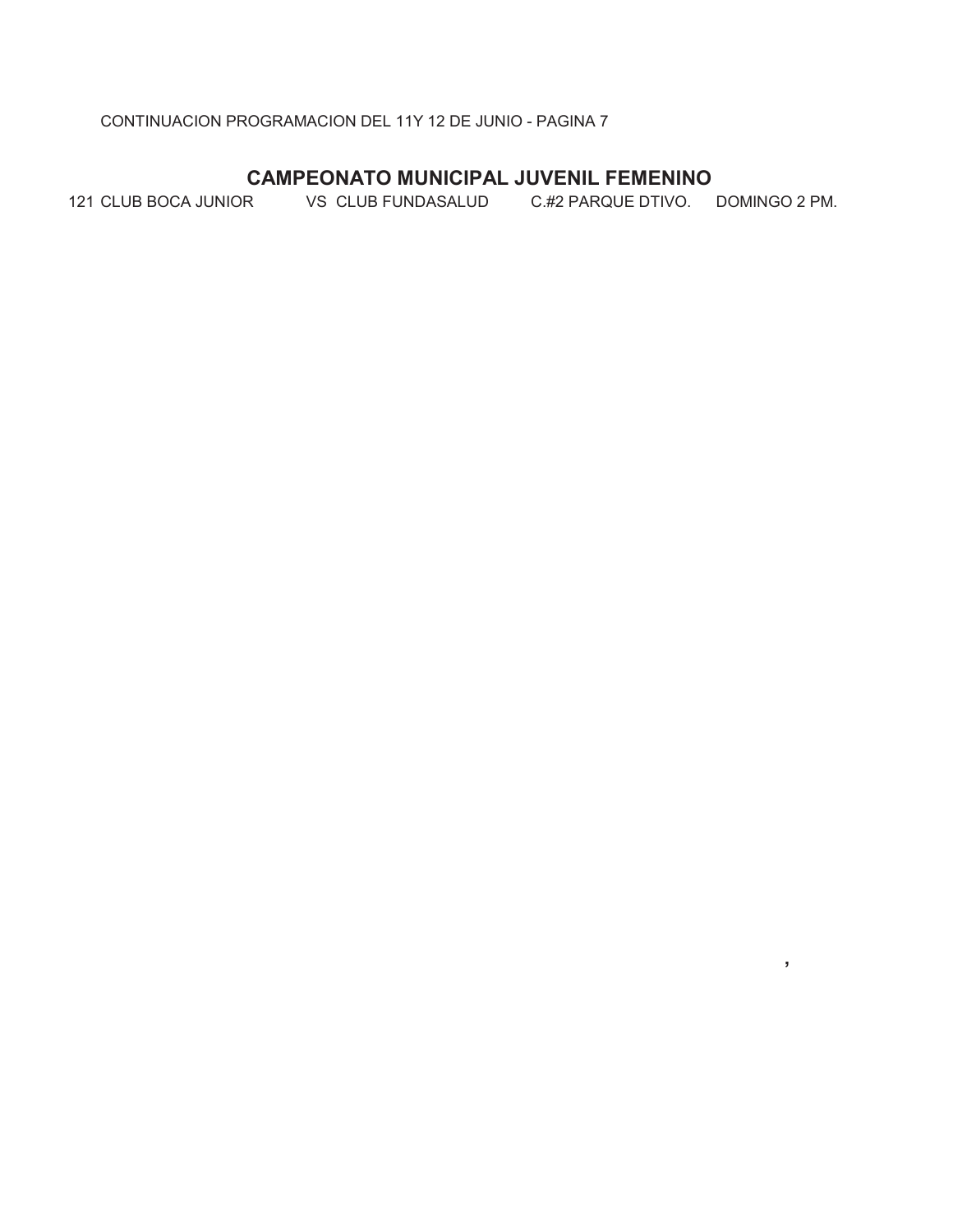CONTINUACION PROGRAMACION DEL 11Y 12 DE JUNIO - PAGINA 7

## CAMPEONATO MUNICIPAL JUVENIL FEMENINO

| | | | | |
|---|---|---|---|---|
| 121 | CLUB BOCA JUNIOR | VS CLUB FUNDASALUD | C.#2 PARQUE DTIVO. | DOMINGO 2 PM. |

,